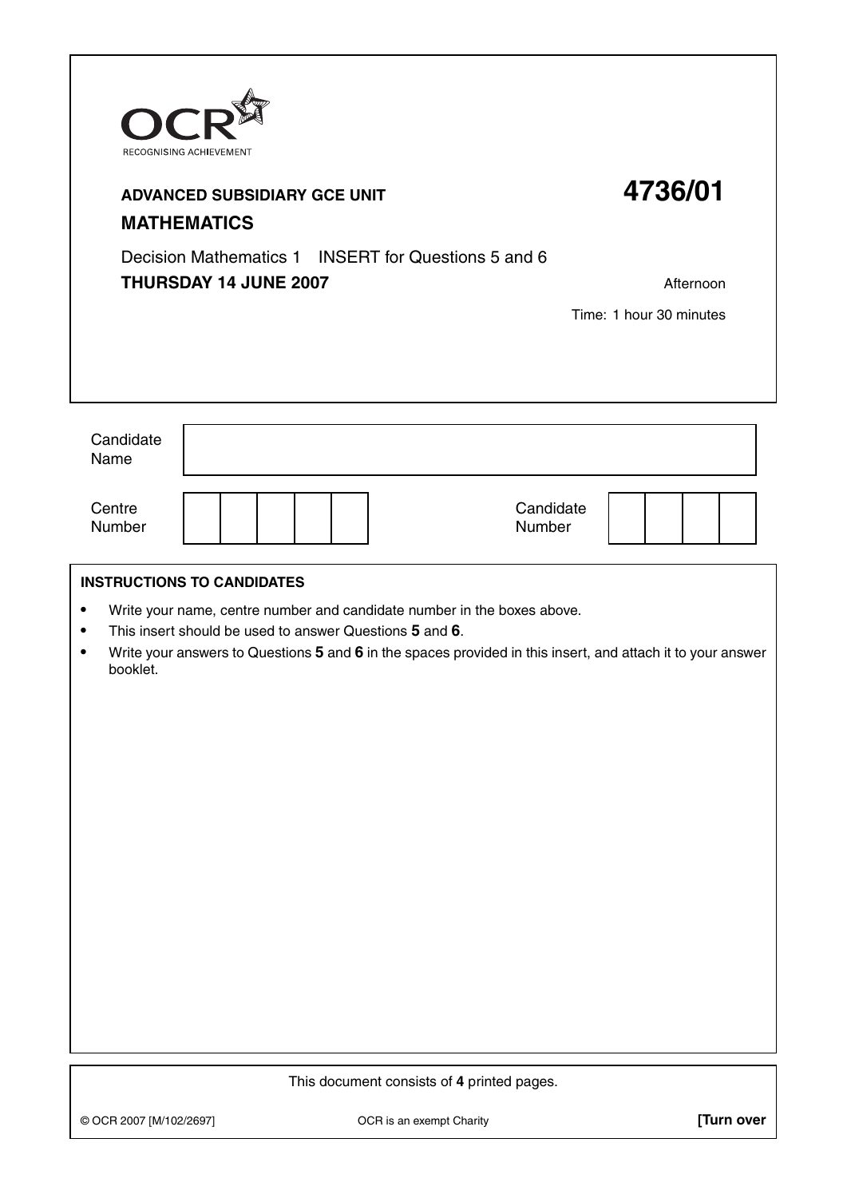OCR
RECOGNISING ACHIEVEMENT

**ADVANCED SUBSIDIARY GCE UNIT** **4736/01**

**MATHEMATICS**

Decision Mathematics 1 INSERT for Questions 5 and 6

**THURSDAY 14 JUNE 2007** Afternoon

Time: 1 hour 30 minutes

| Candidate Name | |
|---|---|

| Centre Number | | | | | | Candidate Number | | | | |
|---|---|---|---|---|---|---|---|---|---|---|

**INSTRUCTIONS TO CANDIDATES**

- Write your name, centre number and candidate number in the boxes above.
- This insert should be used to answer Questions **5** and **6**.
- Write your answers to Questions **5** and **6** in the spaces provided in this insert, and attach it to your answer booklet.

This document consists of **4** printed pages.

© OCR 2007 [M/102/2697] OCR is an exempt Charity **[Turn over**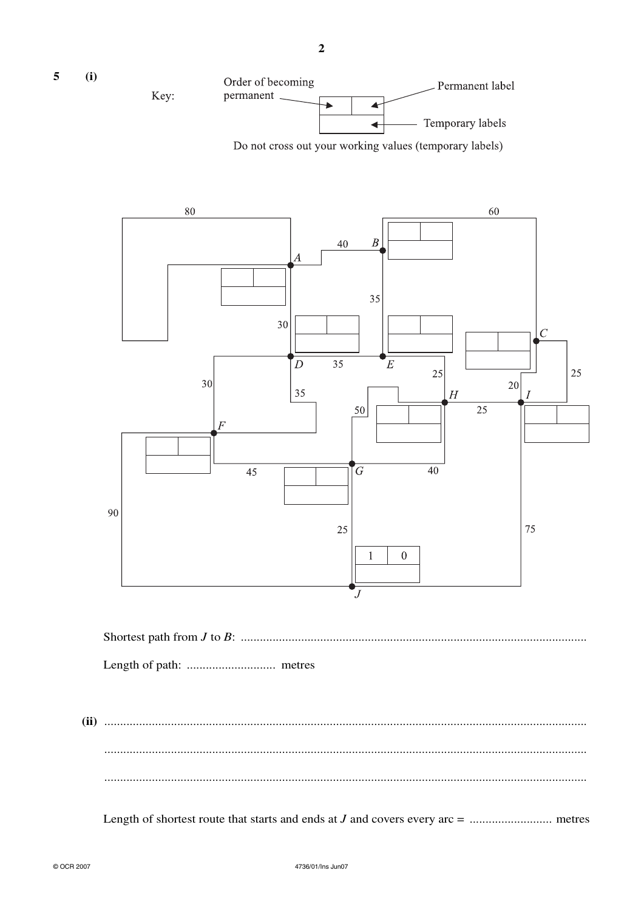**5 (i)**

Key: Order of becoming permanent | Permanent label | Temporary labels

Do not cross out your working values (temporary labels)

Shortest path from $J$ to $B$: ..............................................................................................................

Length of path: ............................ metres

**(ii)** ......................................................................................................................................................

......................................................................................................................................................

......................................................................................................................................................

Length of shortest route that starts and ends at $J$ and covers every arc = .......................... metres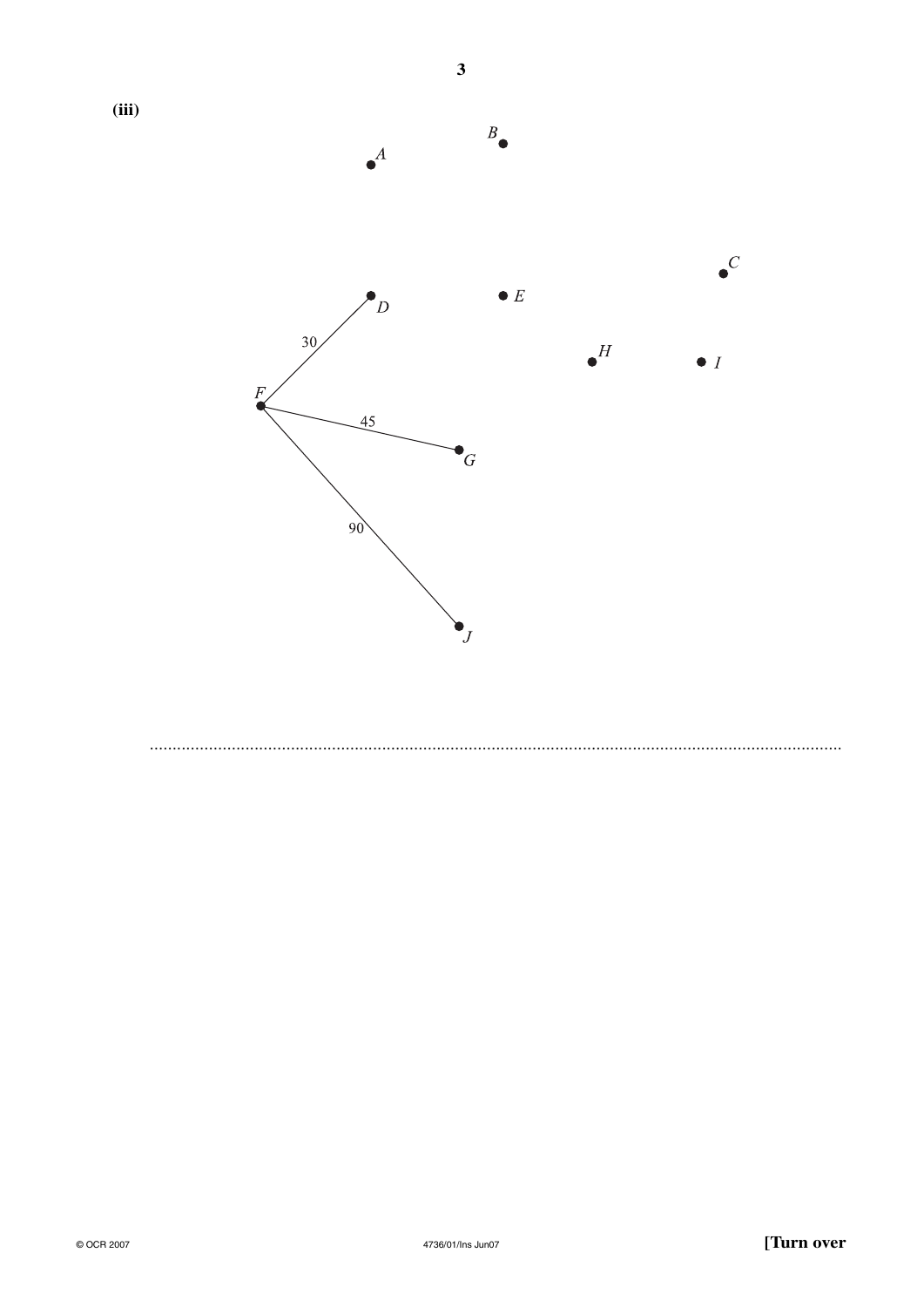**(iii)**

..............................................................................................................................................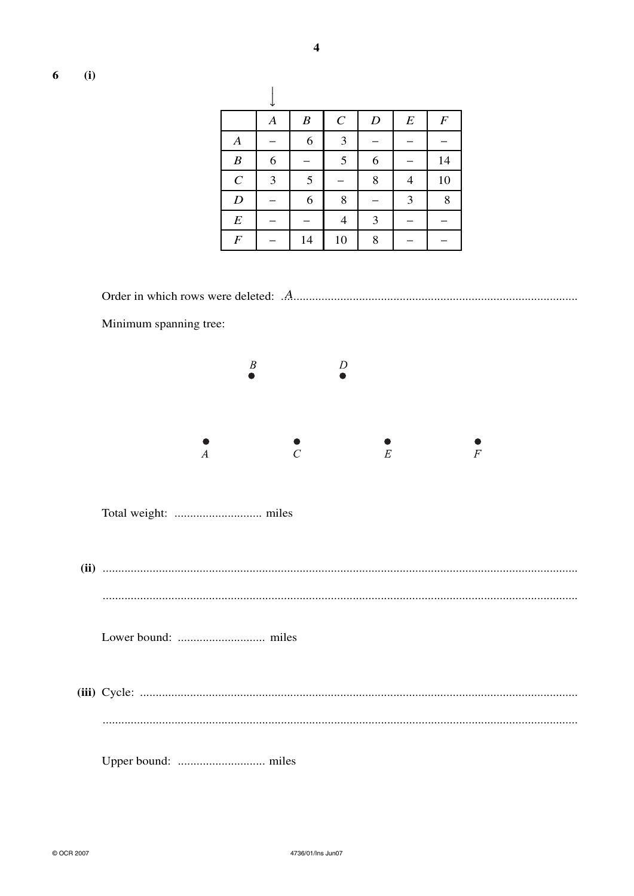**6** **(i)**

↓

| | $A$ | $B$ | $C$ | $D$ | $E$ | $F$ |
|---|---|---|---|---|---|---|
| $A$ | – | 6 | 3 | – | – | – |
| $B$ | 6 | – | 5 | 6 | – | 14 |
| $C$ | 3 | 5 | – | 8 | 4 | 10 |
| $D$ | – | 6 | 8 | – | 3 | 8 |
| $E$ | – | – | 4 | 3 | – | – |
| $F$ | – | 14 | 10 | 8 | – | – |

Order in which rows were deleted: $A$ ..........................................................................................

Minimum spanning tree:

$B$ ● ● $D$

● $A$ ● $C$ ● $E$ ● $F$

Total weight: ............................ miles

**(ii)** ......................................................................................................................................

......................................................................................................................................

Lower bound: ............................ miles

**(iii)** Cycle: ..........................................................................................................................

......................................................................................................................................

Upper bound: ............................ miles